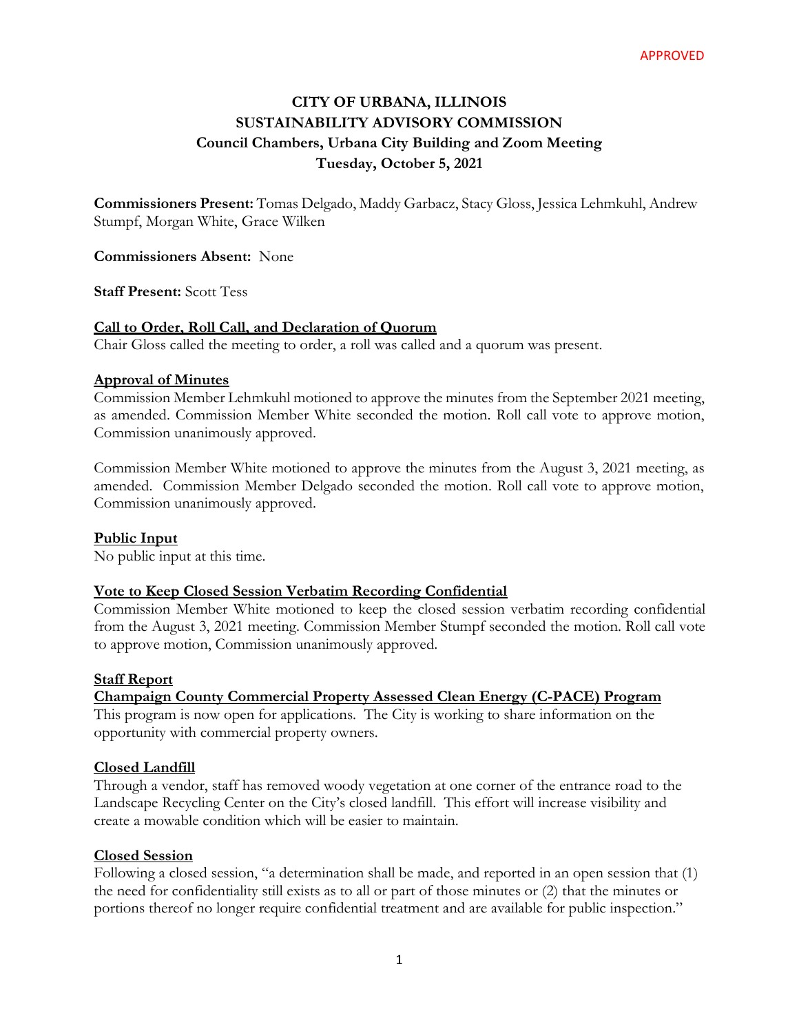APPROVED

# CITY OF URBANA, ILLINOIS
# SUSTAINABILITY ADVISORY COMMISSION
## Council Chambers, Urbana City Building and Zoom Meeting
## Tuesday, October 5, 2021

**Commissioners Present:** Tomas Delgado, Maddy Garbacz, Stacy Gloss, Jessica Lehmkuhl, Andrew Stumpf, Morgan White, Grace Wilken

**Commissioners Absent:** None

**Staff Present:** Scott Tess

**Call to Order, Roll Call, and Declaration of Quorum**
Chair Gloss called the meeting to order, a roll was called and a quorum was present.

**Approval of Minutes**
Commission Member Lehmkuhl motioned to approve the minutes from the September 2021 meeting, as amended. Commission Member White seconded the motion. Roll call vote to approve motion, Commission unanimously approved.

Commission Member White motioned to approve the minutes from the August 3, 2021 meeting, as amended. Commission Member Delgado seconded the motion. Roll call vote to approve motion, Commission unanimously approved.

**Public Input**
No public input at this time.

**Vote to Keep Closed Session Verbatim Recording Confidential**
Commission Member White motioned to keep the closed session verbatim recording confidential from the August 3, 2021 meeting. Commission Member Stumpf seconded the motion. Roll call vote to approve motion, Commission unanimously approved.

**Staff Report**

**Champaign County Commercial Property Assessed Clean Energy (C-PACE) Program**
This program is now open for applications. The City is working to share information on the opportunity with commercial property owners.

**Closed Landfill**
Through a vendor, staff has removed woody vegetation at one corner of the entrance road to the Landscape Recycling Center on the City's closed landfill. This effort will increase visibility and create a mowable condition which will be easier to maintain.

**Closed Session**
Following a closed session, "a determination shall be made, and reported in an open session that (1) the need for confidentiality still exists as to all or part of those minutes or (2) that the minutes or portions thereof no longer require confidential treatment and are available for public inspection."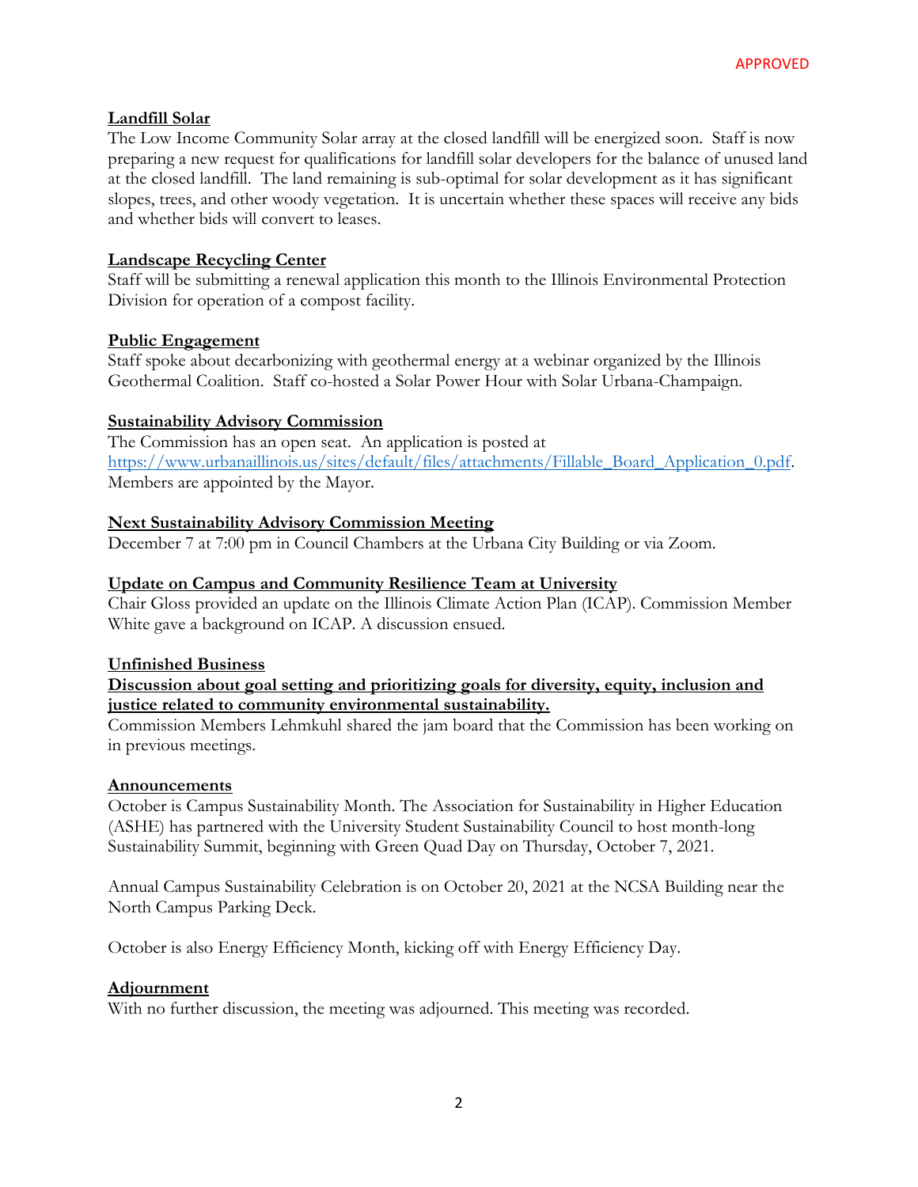APPROVED

**Landfill Solar**
The Low Income Community Solar array at the closed landfill will be energized soon. Staff is now preparing a new request for qualifications for landfill solar developers for the balance of unused land at the closed landfill. The land remaining is sub-optimal for solar development as it has significant slopes, trees, and other woody vegetation. It is uncertain whether these spaces will receive any bids and whether bids will convert to leases.

**Landscape Recycling Center**
Staff will be submitting a renewal application this month to the Illinois Environmental Protection Division for operation of a compost facility.

**Public Engagement**
Staff spoke about decarbonizing with geothermal energy at a webinar organized by the Illinois Geothermal Coalition. Staff co-hosted a Solar Power Hour with Solar Urbana-Champaign.

**Sustainability Advisory Commission**
The Commission has an open seat. An application is posted at https://www.urbanaillinois.us/sites/default/files/attachments/Fillable_Board_Application_0.pdf. Members are appointed by the Mayor.

**Next Sustainability Advisory Commission Meeting**
December 7 at 7:00 pm in Council Chambers at the Urbana City Building or via Zoom.

**Update on Campus and Community Resilience Team at University**
Chair Gloss provided an update on the Illinois Climate Action Plan (ICAP). Commission Member White gave a background on ICAP. A discussion ensued.

**Unfinished Business**
**Discussion about goal setting and prioritizing goals for diversity, equity, inclusion and justice related to community environmental sustainability.**
Commission Members Lehmkuhl shared the jam board that the Commission has been working on in previous meetings.

**Announcements**
October is Campus Sustainability Month. The Association for Sustainability in Higher Education (ASHE) has partnered with the University Student Sustainability Council to host month-long Sustainability Summit, beginning with Green Quad Day on Thursday, October 7, 2021.

Annual Campus Sustainability Celebration is on October 20, 2021 at the NCSA Building near the North Campus Parking Deck.

October is also Energy Efficiency Month, kicking off with Energy Efficiency Day.

**Adjournment**
With no further discussion, the meeting was adjourned. This meeting was recorded.